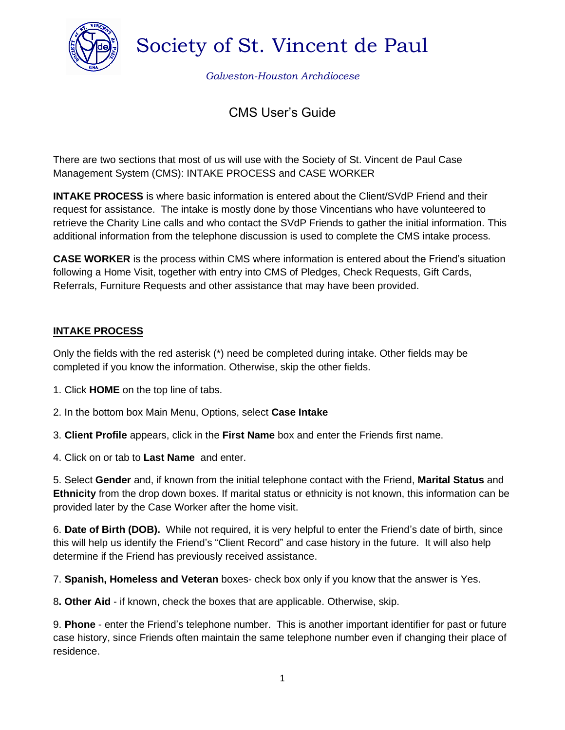# Society of St. Vincent de Paul

*Galveston-Houston Archdiocese*

## CMS User's Guide

There are two sections that most of us will use with the Society of St. Vincent de Paul Case Management System (CMS): INTAKE PROCESS and CASE WORKER

**INTAKE PROCESS** is where basic information is entered about the Client/SVdP Friend and their request for assistance. The intake is mostly done by those Vincentians who have volunteered to retrieve the Charity Line calls and who contact the SVdP Friends to gather the initial information. This additional information from the telephone discussion is used to complete the CMS intake process.

**CASE WORKER** is the process within CMS where information is entered about the Friend's situation following a Home Visit, together with entry into CMS of Pledges, Check Requests, Gift Cards, Referrals, Furniture Requests and other assistance that may have been provided.

### INTAKE PROCESS

Only the fields with the red asterisk (*) need be completed during intake. Other fields may be completed if you know the information. Otherwise, skip the other fields.

1. Click **HOME** on the top line of tabs.

2. In the bottom box Main Menu, Options, select **Case Intake**

3. **Client Profile** appears, click in the **First Name** box and enter the Friends first name.

4. Click on or tab to **Last Name** and enter.

5. Select **Gender** and, if known from the initial telephone contact with the Friend, **Marital Status** and **Ethnicity** from the drop down boxes. If marital status or ethnicity is not known, this information can be provided later by the Case Worker after the home visit.

6. **Date of Birth (DOB).** While not required, it is very helpful to enter the Friend's date of birth, since this will help us identify the Friend's "Client Record" and case history in the future. It will also help determine if the Friend has previously received assistance.

7. **Spanish, Homeless and Veteran** boxes- check box only if you know that the answer is Yes.

8**. Other Aid** - if known, check the boxes that are applicable. Otherwise, skip.

9. **Phone** - enter the Friend's telephone number. This is another important identifier for past or future case history, since Friends often maintain the same telephone number even if changing their place of residence.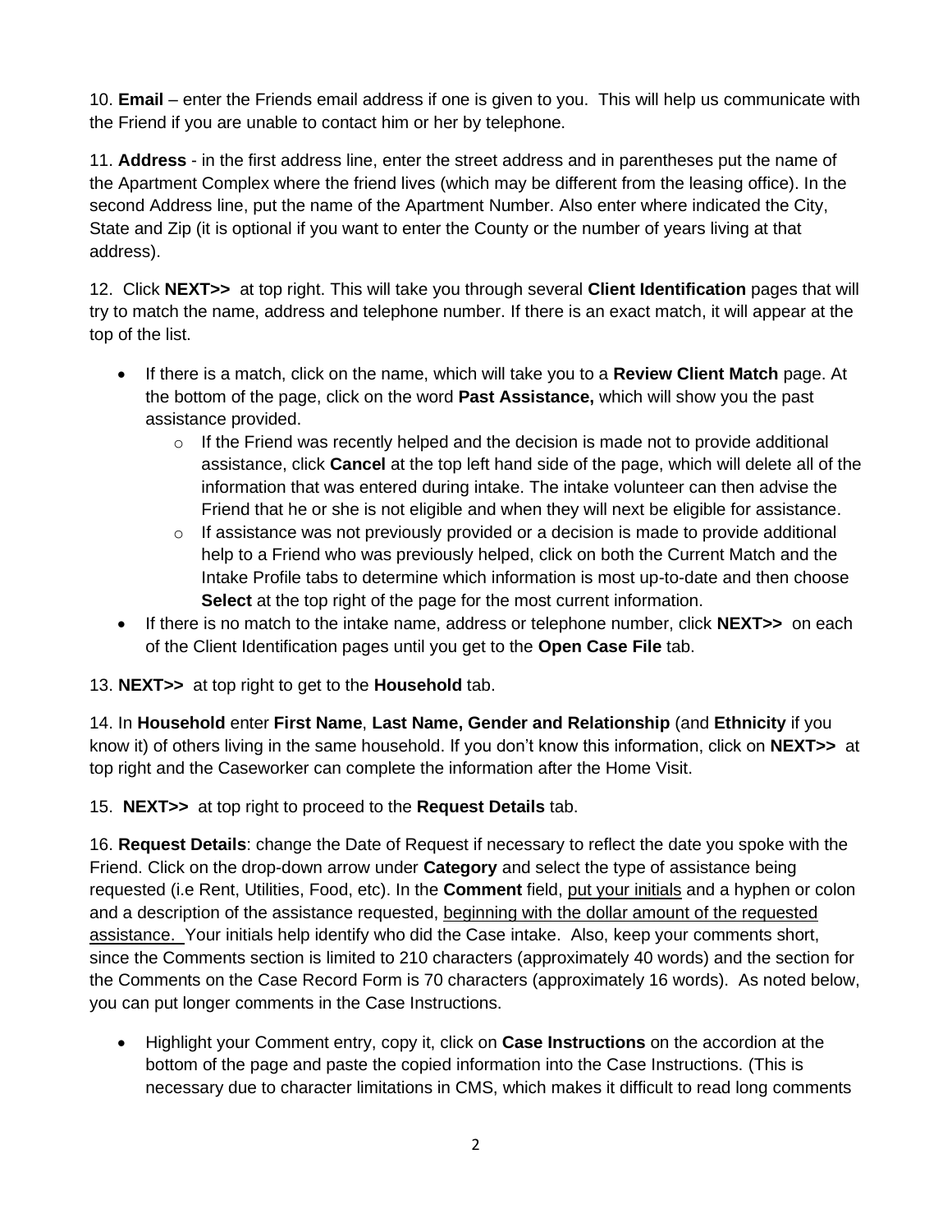10. **Email** – enter the Friends email address if one is given to you. This will help us communicate with the Friend if you are unable to contact him or her by telephone.

11. **Address** - in the first address line, enter the street address and in parentheses put the name of the Apartment Complex where the friend lives (which may be different from the leasing office). In the second Address line, put the name of the Apartment Number. Also enter where indicated the City, State and Zip (it is optional if you want to enter the County or the number of years living at that address).

12. Click **NEXT>>** at top right. This will take you through several **Client Identification** pages that will try to match the name, address and telephone number. If there is an exact match, it will appear at the top of the list.

- If there is a match, click on the name, which will take you to a **Review Client Match** page. At the bottom of the page, click on the word **Past Assistance,** which will show you the past assistance provided.
    - If the Friend was recently helped and the decision is made not to provide additional assistance, click **Cancel** at the top left hand side of the page, which will delete all of the information that was entered during intake. The intake volunteer can then advise the Friend that he or she is not eligible and when they will next be eligible for assistance.
    - If assistance was not previously provided or a decision is made to provide additional help to a Friend who was previously helped, click on both the Current Match and the Intake Profile tabs to determine which information is most up-to-date and then choose **Select** at the top right of the page for the most current information.
- If there is no match to the intake name, address or telephone number, click **NEXT>>** on each of the Client Identification pages until you get to the **Open Case File** tab.

13. **NEXT>>** at top right to get to the **Household** tab.

14. In **Household** enter **First Name**, **Last Name, Gender and Relationship** (and **Ethnicity** if you know it) of others living in the same household. If you don't know this information, click on **NEXT>>** at top right and the Caseworker can complete the information after the Home Visit.

15. **NEXT>>** at top right to proceed to the **Request Details** tab.

16. **Request Details**: change the Date of Request if necessary to reflect the date you spoke with the Friend. Click on the drop-down arrow under **Category** and select the type of assistance being requested (i.e Rent, Utilities, Food, etc). In the **Comment** field, <u>put your initials</u> and a hyphen or colon and a description of the assistance requested, <u>beginning with the dollar amount of the requested assistance.</u> Your initials help identify who did the Case intake. Also, keep your comments short, since the Comments section is limited to 210 characters (approximately 40 words) and the section for the Comments on the Case Record Form is 70 characters (approximately 16 words). As noted below, you can put longer comments in the Case Instructions.

- Highlight your Comment entry, copy it, click on **Case Instructions** on the accordion at the bottom of the page and paste the copied information into the Case Instructions. (This is necessary due to character limitations in CMS, which makes it difficult to read long comments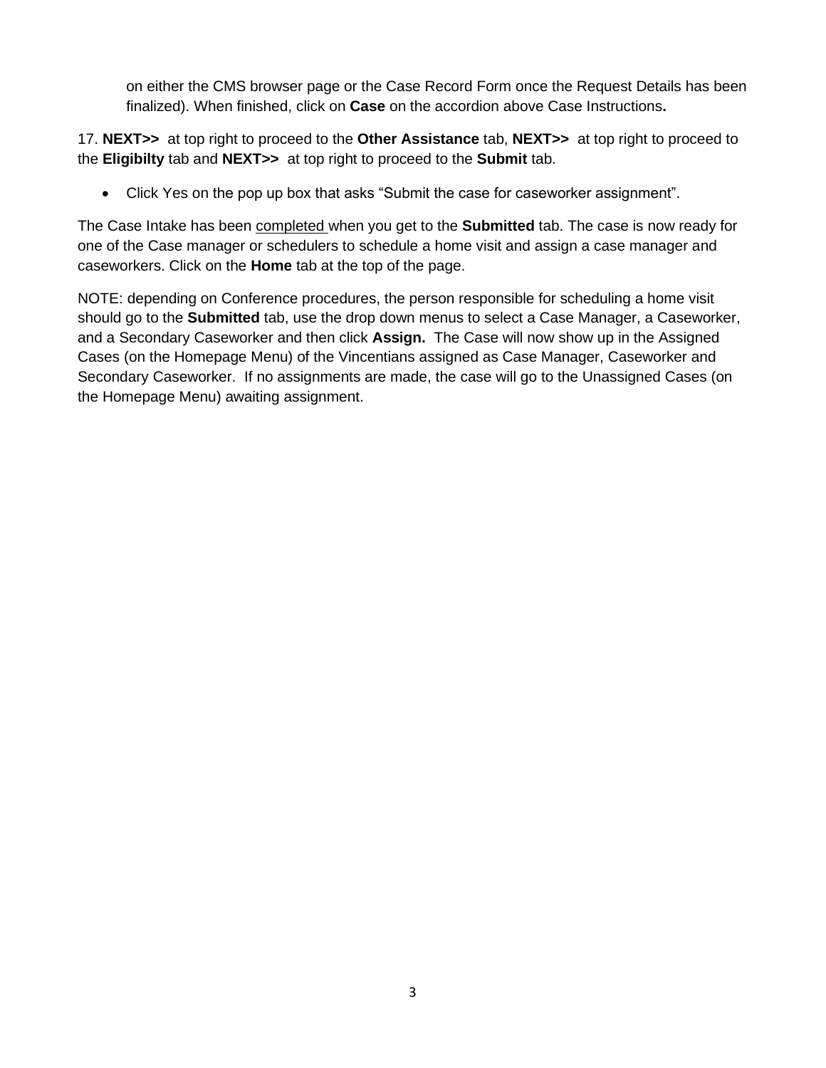on either the CMS browser page or the Case Record Form once the Request Details has been finalized). When finished, click on **Case** on the accordion above Case Instructions**.**

17. **NEXT>>** at top right to proceed to the **Other Assistance** tab, **NEXT>>** at top right to proceed to the **Eligibilty** tab and **NEXT>>** at top right to proceed to the **Submit** tab.

- Click Yes on the pop up box that asks "Submit the case for caseworker assignment".

The Case Intake has been completed when you get to the **Submitted** tab. The case is now ready for one of the Case manager or schedulers to schedule a home visit and assign a case manager and caseworkers. Click on the **Home** tab at the top of the page.

NOTE: depending on Conference procedures, the person responsible for scheduling a home visit should go to the **Submitted** tab, use the drop down menus to select a Case Manager, a Caseworker, and a Secondary Caseworker and then click **Assign.** The Case will now show up in the Assigned Cases (on the Homepage Menu) of the Vincentians assigned as Case Manager, Caseworker and Secondary Caseworker. If no assignments are made, the case will go to the Unassigned Cases (on the Homepage Menu) awaiting assignment.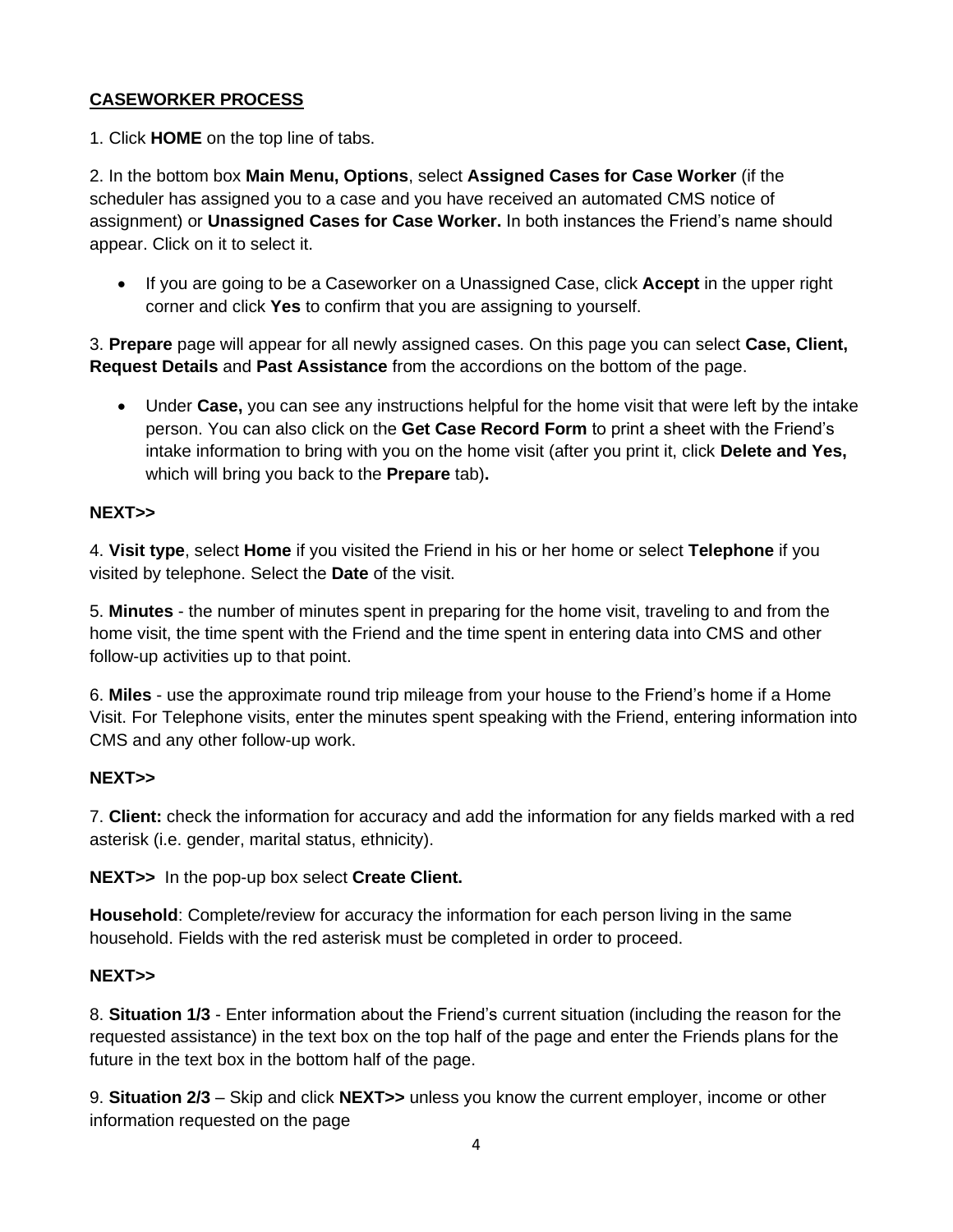**<u>CASEWORKER PROCESS</u>**

1. Click **HOME** on the top line of tabs.

2. In the bottom box **Main Menu, Options**, select **Assigned Cases for Case Worker** (if the scheduler has assigned you to a case and you have received an automated CMS notice of assignment) or **Unassigned Cases for Case Worker.** In both instances the Friend's name should appear. Click on it to select it.

- If you are going to be a Caseworker on a Unassigned Case, click **Accept** in the upper right corner and click **Yes** to confirm that you are assigning to yourself.

3. **Prepare** page will appear for all newly assigned cases. On this page you can select **Case, Client, Request Details** and **Past Assistance** from the accordions on the bottom of the page.

- Under **Case,** you can see any instructions helpful for the home visit that were left by the intake person. You can also click on the **Get Case Record Form** to print a sheet with the Friend's intake information to bring with you on the home visit (after you print it, click **Delete and Yes,** which will bring you back to the **Prepare** tab)**.**

**NEXT>>**

4. **Visit type**, select **Home** if you visited the Friend in his or her home or select **Telephone** if you visited by telephone. Select the **Date** of the visit.

5. **Minutes** - the number of minutes spent in preparing for the home visit, traveling to and from the home visit, the time spent with the Friend and the time spent in entering data into CMS and other follow-up activities up to that point.

6. **Miles** - use the approximate round trip mileage from your house to the Friend's home if a Home Visit. For Telephone visits, enter the minutes spent speaking with the Friend, entering information into CMS and any other follow-up work.

**NEXT>>**

7. **Client:** check the information for accuracy and add the information for any fields marked with a red asterisk (i.e. gender, marital status, ethnicity).

**NEXT>>** In the pop-up box select **Create Client.**

**Household**: Complete/review for accuracy the information for each person living in the same household. Fields with the red asterisk must be completed in order to proceed.

**NEXT>>**

8. **Situation 1/3** - Enter information about the Friend's current situation (including the reason for the requested assistance) in the text box on the top half of the page and enter the Friends plans for the future in the text box in the bottom half of the page.

9. **Situation 2/3** – Skip and click **NEXT>>** unless you know the current employer, income or other information requested on the page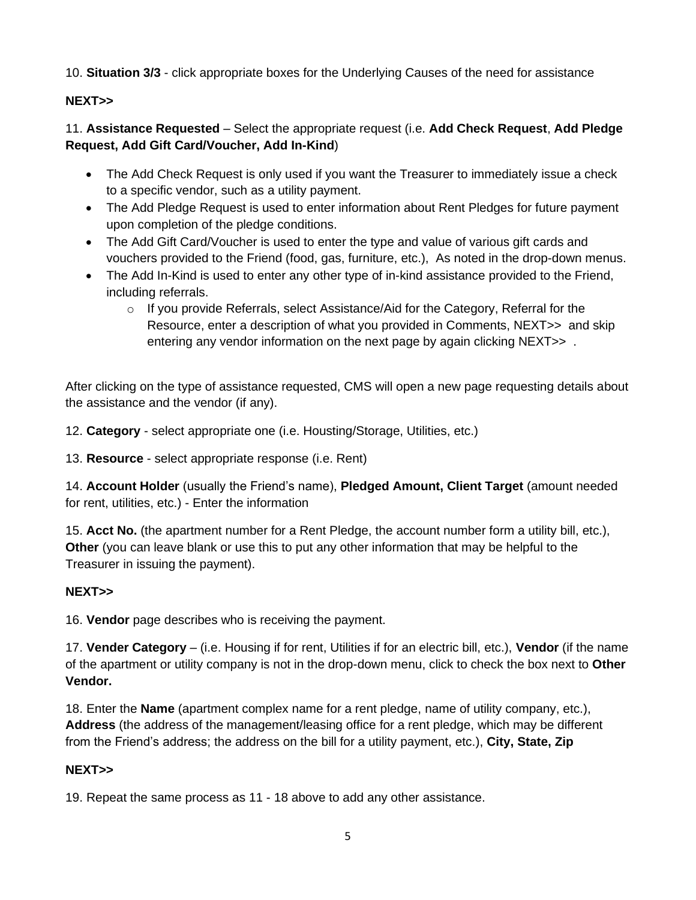10. **Situation 3/3** - click appropriate boxes for the Underlying Causes of the need for assistance

**NEXT>>**

11. **Assistance Requested** – Select the appropriate request (i.e. **Add Check Request**, **Add Pledge Request, Add Gift Card/Voucher, Add In-Kind**)

- The Add Check Request is only used if you want the Treasurer to immediately issue a check to a specific vendor, such as a utility payment.
- The Add Pledge Request is used to enter information about Rent Pledges for future payment upon completion of the pledge conditions.
- The Add Gift Card/Voucher is used to enter the type and value of various gift cards and vouchers provided to the Friend (food, gas, furniture, etc.), As noted in the drop-down menus.
- The Add In-Kind is used to enter any other type of in-kind assistance provided to the Friend, including referrals.
    - If you provide Referrals, select Assistance/Aid for the Category, Referral for the Resource, enter a description of what you provided in Comments, NEXT>> and skip entering any vendor information on the next page by again clicking NEXT>> .

After clicking on the type of assistance requested, CMS will open a new page requesting details about the assistance and the vendor (if any).

12. **Category** - select appropriate one (i.e. Housting/Storage, Utilities, etc.)

13. **Resource** - select appropriate response (i.e. Rent)

14. **Account Holder** (usually the Friend's name), **Pledged Amount, Client Target** (amount needed for rent, utilities, etc.) - Enter the information

15. **Acct No.** (the apartment number for a Rent Pledge, the account number form a utility bill, etc.), **Other** (you can leave blank or use this to put any other information that may be helpful to the Treasurer in issuing the payment).

**NEXT>>**

16. **Vendor** page describes who is receiving the payment.

17. **Vender Category** – (i.e. Housing if for rent, Utilities if for an electric bill, etc.), **Vendor** (if the name of the apartment or utility company is not in the drop-down menu, click to check the box next to **Other Vendor.**

18. Enter the **Name** (apartment complex name for a rent pledge, name of utility company, etc.), **Address** (the address of the management/leasing office for a rent pledge, which may be different from the Friend's address; the address on the bill for a utility payment, etc.), **City, State, Zip**

**NEXT>>**

19. Repeat the same process as 11 - 18 above to add any other assistance.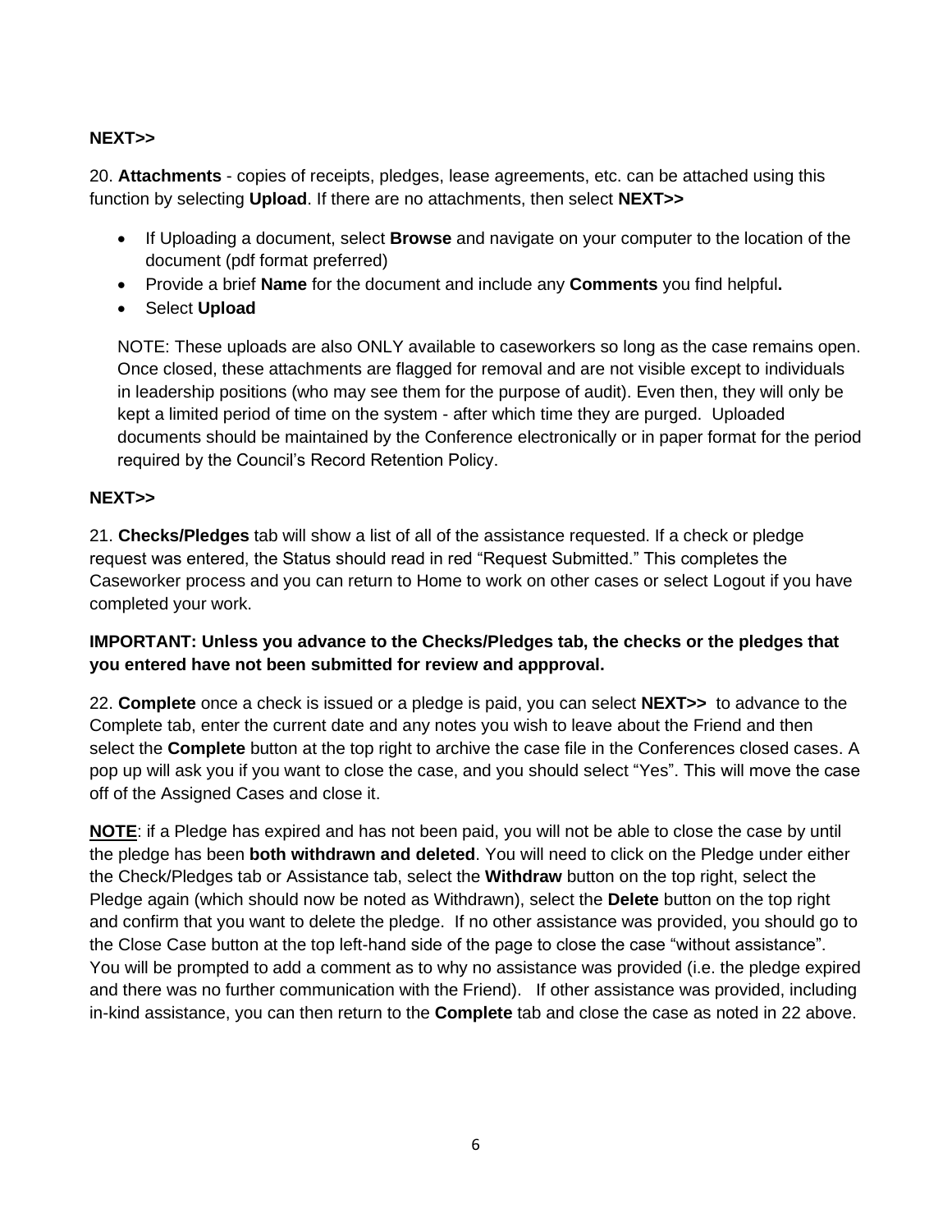**NEXT>>**

20. **Attachments** - copies of receipts, pledges, lease agreements, etc. can be attached using this function by selecting **Upload**. If there are no attachments, then select **NEXT>>**

- If Uploading a document, select **Browse** and navigate on your computer to the location of the document (pdf format preferred)
- Provide a brief **Name** for the document and include any **Comments** you find helpful**.**
- Select **Upload**

NOTE: These uploads are also ONLY available to caseworkers so long as the case remains open. Once closed, these attachments are flagged for removal and are not visible except to individuals in leadership positions (who may see them for the purpose of audit). Even then, they will only be kept a limited period of time on the system - after which time they are purged. Uploaded documents should be maintained by the Conference electronically or in paper format for the period required by the Council's Record Retention Policy.

**NEXT>>**

21. **Checks/Pledges** tab will show a list of all of the assistance requested. If a check or pledge request was entered, the Status should read in red "Request Submitted." This completes the Caseworker process and you can return to Home to work on other cases or select Logout if you have completed your work.

**IMPORTANT: Unless you advance to the Checks/Pledges tab, the checks or the pledges that you entered have not been submitted for review and appproval.**

22. **Complete** once a check is issued or a pledge is paid, you can select **NEXT>>** to advance to the Complete tab, enter the current date and any notes you wish to leave about the Friend and then select the **Complete** button at the top right to archive the case file in the Conferences closed cases. A pop up will ask you if you want to close the case, and you should select "Yes". This will move the case off of the Assigned Cases and close it.

**<u>NOTE</u>**: if a Pledge has expired and has not been paid, you will not be able to close the case by until the pledge has been **both withdrawn and deleted**. You will need to click on the Pledge under either the Check/Pledges tab or Assistance tab, select the **Withdraw** button on the top right, select the Pledge again (which should now be noted as Withdrawn), select the **Delete** button on the top right and confirm that you want to delete the pledge. If no other assistance was provided, you should go to the Close Case button at the top left-hand side of the page to close the case "without assistance". You will be prompted to add a comment as to why no assistance was provided (i.e. the pledge expired and there was no further communication with the Friend). If other assistance was provided, including in-kind assistance, you can then return to the **Complete** tab and close the case as noted in 22 above.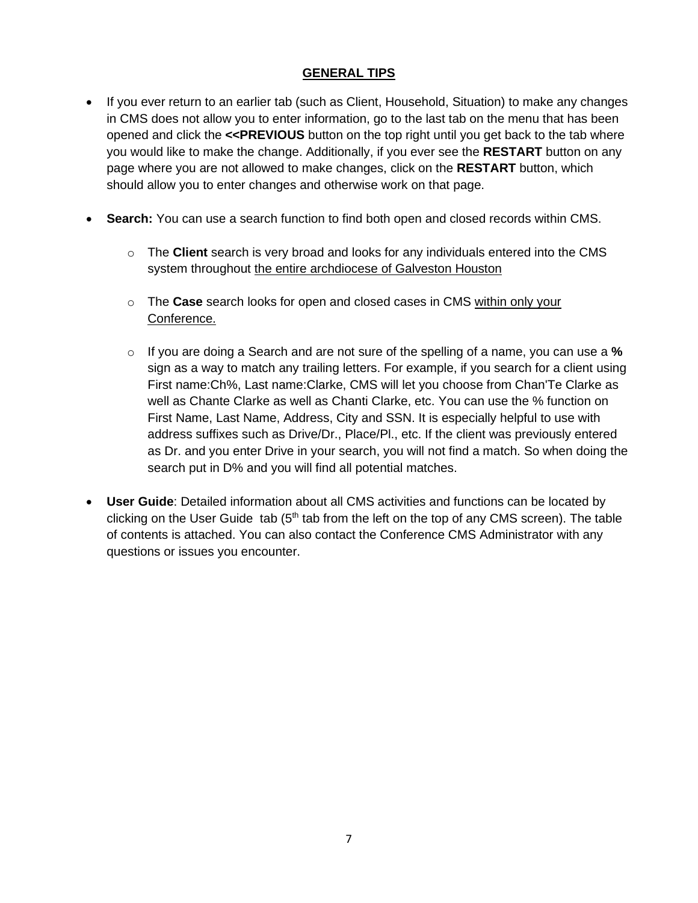## GENERAL TIPS

- If you ever return to an earlier tab (such as Client, Household, Situation) to make any changes in CMS does not allow you to enter information, go to the last tab on the menu that has been opened and click the **<<PREVIOUS** button on the top right until you get back to the tab where you would like to make the change. Additionally, if you ever see the **RESTART** button on any page where you are not allowed to make changes, click on the **RESTART** button, which should allow you to enter changes and otherwise work on that page.

- **Search:** You can use a search function to find both open and closed records within CMS.

  - The **Client** search is very broad and looks for any individuals entered into the CMS system throughout <u>the entire archdiocese of Galveston Houston</u>

  - The **Case** search looks for open and closed cases in CMS <u>within only your Conference.</u>

  - If you are doing a Search and are not sure of the spelling of a name, you can use a **%** sign as a way to match any trailing letters. For example, if you search for a client using First name:Ch%, Last name:Clarke, CMS will let you choose from Chan'Te Clarke as well as Chante Clarke as well as Chanti Clarke, etc. You can use the % function on First Name, Last Name, Address, City and SSN. It is especially helpful to use with address suffixes such as Drive/Dr., Place/Pl., etc. If the client was previously entered as Dr. and you enter Drive in your search, you will not find a match. So when doing the search put in D% and you will find all potential matches.

- **User Guide**: Detailed information about all CMS activities and functions can be located by clicking on the User Guide tab (5th tab from the left on the top of any CMS screen). The table of contents is attached. You can also contact the Conference CMS Administrator with any questions or issues you encounter.